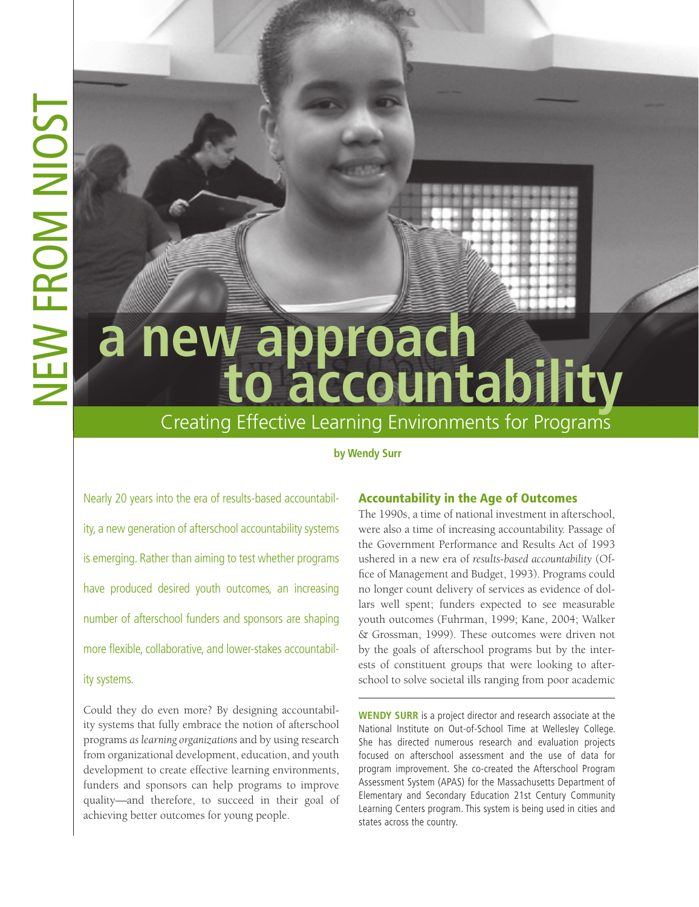NEW FROM NIOST

# a new approach to accountability

## Creating Effective Learning Environments for Programs

**by Wendy Surr**

Nearly 20 years into the era of results-based accountability, a new generation of afterschool accountability systems is emerging. Rather than aiming to test whether programs have produced desired youth outcomes, an increasing number of afterschool funders and sponsors are shaping more flexible, collaborative, and lower-stakes accountability systems.

Could they do even more? By designing accountability systems that fully embrace the notion of afterschool programs *as learning organizations* and by using research from organizational development, education, and youth development to create effective learning environments, funders and sponsors can help programs to improve quality—and therefore, to succeed in their goal of achieving better outcomes for young people.

### Accountability in the Age of Outcomes

The 1990s, a time of national investment in afterschool, were also a time of increasing accountability. Passage of the Government Performance and Results Act of 1993 ushered in a new era of *results-based accountability* (Office of Management and Budget, 1993). Programs could no longer count delivery of services as evidence of dollars well spent; funders expected to see measurable youth outcomes (Fuhrman, 1999; Kane, 2004; Walker & Grossman, 1999). These outcomes were driven not by the goals of afterschool programs but by the interests of constituent groups that were looking to afterschool to solve societal ills ranging from poor academic

**WENDY SURR** is a project director and research associate at the National Institute on Out-of-School Time at Wellesley College. She has directed numerous research and evaluation projects focused on afterschool assessment and the use of data for program improvement. She co-created the Afterschool Program Assessment System (APAS) for the Massachusetts Department of Elementary and Secondary Education 21st Century Community Learning Centers program. This system is being used in cities and states across the country.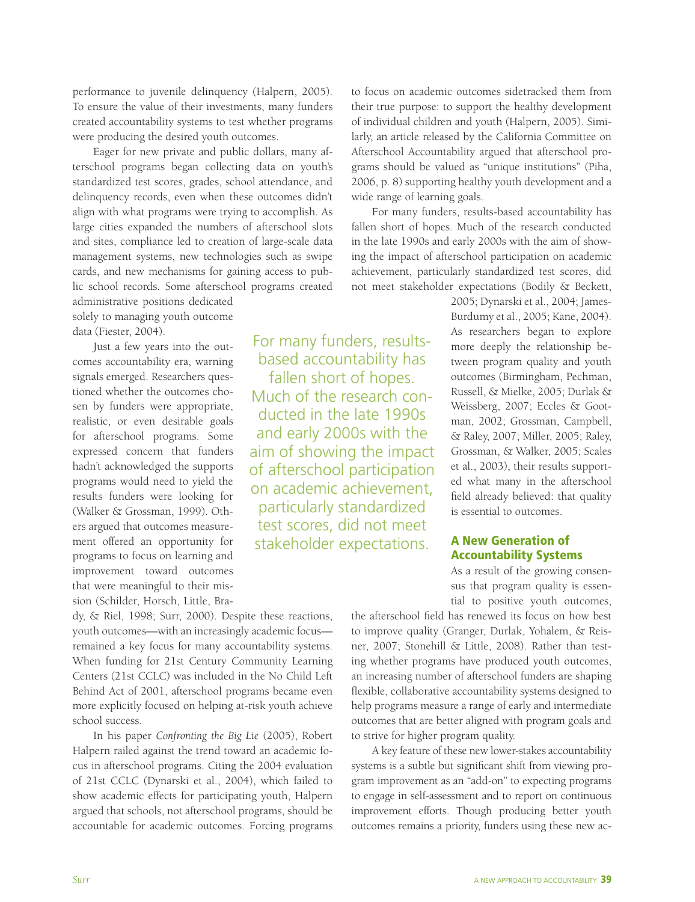performance to juvenile delinquency (Halpern, 2005). To ensure the value of their investments, many funders created accountability systems to test whether programs were producing the desired youth outcomes.

Eager for new private and public dollars, many afterschool programs began collecting data on youth's standardized test scores, grades, school attendance, and delinquency records, even when these outcomes didn't align with what programs were trying to accomplish. As large cities expanded the numbers of afterschool slots and sites, compliance led to creation of large-scale data management systems, new technologies such as swipe cards, and new mechanisms for gaining access to public school records. Some afterschool programs created administrative positions dedicated solely to managing youth outcome data (Fiester, 2004).

Just a few years into the outcomes accountability era, warning signals emerged. Researchers questioned whether the outcomes chosen by funders were appropriate, realistic, or even desirable goals for afterschool programs. Some expressed concern that funders hadn't acknowledged the supports programs would need to yield the results funders were looking for (Walker & Grossman, 1999). Others argued that outcomes measurement offered an opportunity for programs to focus on learning and improvement toward outcomes that were meaningful to their mission (Schilder, Horsch, Little, Brady, & Riel, 1998; Surr, 2000). Despite these reactions, youth outcomes—with an increasingly academic focus—remained a key focus for many accountability systems. When funding for 21st Century Community Learning Centers (21st CCLC) was included in the No Child Left Behind Act of 2001, afterschool programs became even more explicitly focused on helping at-risk youth achieve school success.

In his paper *Confronting the Big Lie* (2005), Robert Halpern railed against the trend toward an academic focus in afterschool programs. Citing the 2004 evaluation of 21st CCLC (Dynarski et al., 2004), which failed to show academic effects for participating youth, Halpern argued that schools, not afterschool programs, should be accountable for academic outcomes. Forcing programs to focus on academic outcomes sidetracked them from their true purpose: to support the healthy development of individual children and youth (Halpern, 2005). Similarly, an article released by the California Committee on Afterschool Accountability argued that afterschool programs should be valued as "unique institutions" (Piha, 2006, p. 8) supporting healthy youth development and a wide range of learning goals.

For many funders, results-based accountability has fallen short of hopes. Much of the research conducted in the late 1990s and early 2000s with the aim of showing the impact of afterschool participation on academic achievement, particularly standardized test scores, did not meet stakeholder expectations (Bodily & Beckett, 2005; Dynarski et al., 2004; James-Burdumy et al., 2005; Kane, 2004). As researchers began to explore more deeply the relationship between program quality and youth outcomes (Birmingham, Pechman, Russell, & Mielke, 2005; Durlak & Weissberg, 2007; Eccles & Gootman, 2002; Grossman, Campbell, & Raley, 2007; Miller, 2005; Raley, Grossman, & Walker, 2005; Scales et al., 2003), their results supported what many in the afterschool field already believed: that quality is essential to outcomes.

> For many funders, results-based accountability has fallen short of hopes. Much of the research conducted in the late 1990s and early 2000s with the aim of showing the impact of afterschool participation on academic achievement, particularly standardized test scores, did not meet stakeholder expectations.

## A New Generation of Accountability Systems

As a result of the growing consensus that program quality is essential to positive youth outcomes, the afterschool field has renewed its focus on how best to improve quality (Granger, Durlak, Yohalem, & Reisner, 2007; Stonehill & Little, 2008). Rather than testing whether programs have produced youth outcomes, an increasing number of afterschool funders are shaping flexible, collaborative accountability systems designed to help programs measure a range of early and intermediate outcomes that are better aligned with program goals and to strive for higher program quality.

A key feature of these new lower-stakes accountability systems is a subtle but significant shift from viewing program improvement as an "add-on" to expecting programs to engage in self-assessment and to report on continuous improvement efforts. Though producing better youth outcomes remains a priority, funders using these new ac-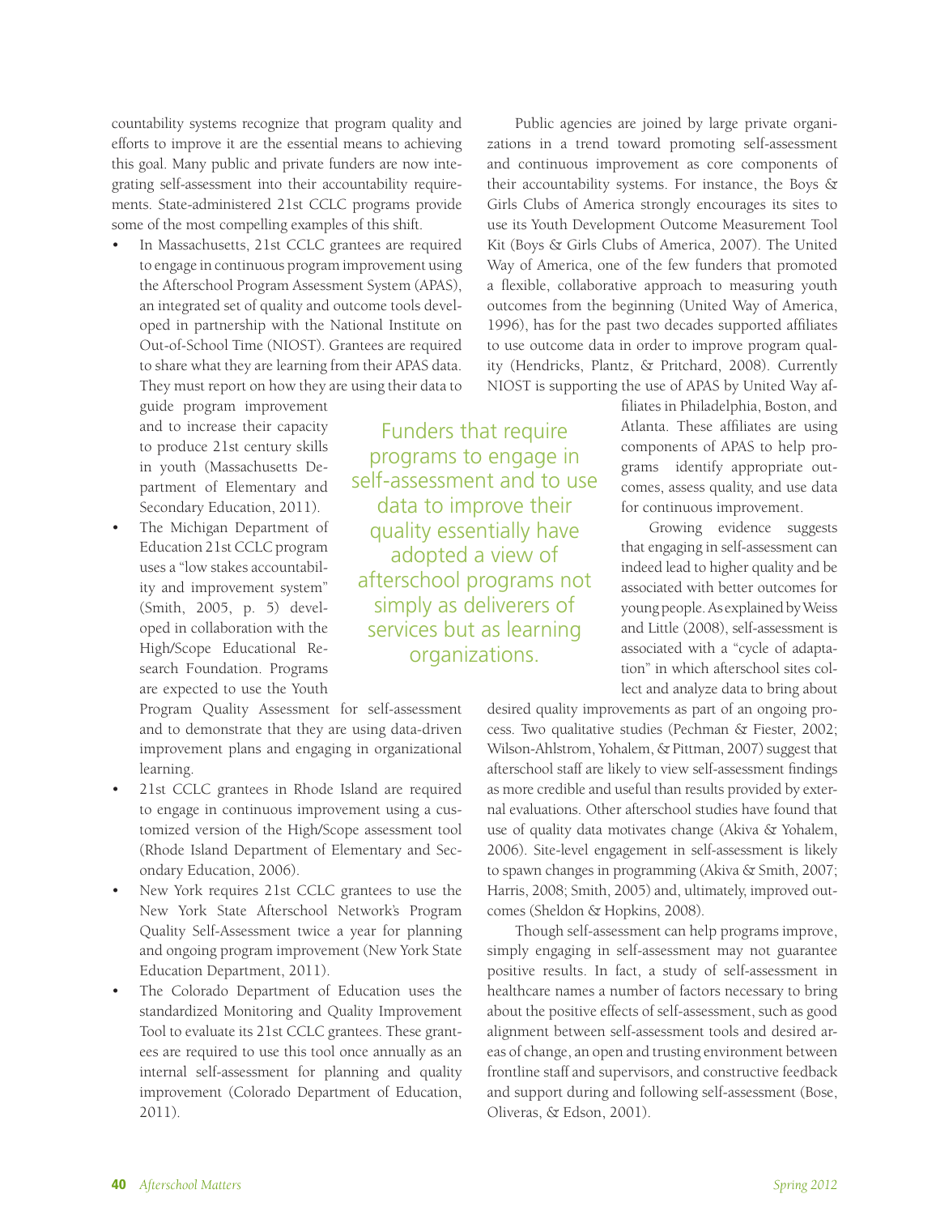countability systems recognize that program quality and efforts to improve it are the essential means to achieving this goal. Many public and private funders are now integrating self-assessment into their accountability requirements. State-administered 21st CCLC programs provide some of the most compelling examples of this shift.

- In Massachusetts, 21st CCLC grantees are required to engage in continuous program improvement using the Afterschool Program Assessment System (APAS), an integrated set of quality and outcome tools developed in partnership with the National Institute on Out-of-School Time (NIOST). Grantees are required to share what they are learning from their APAS data. They must report on how they are using their data to guide program improvement and to increase their capacity to produce 21st century skills in youth (Massachusetts Department of Elementary and Secondary Education, 2011).
- The Michigan Department of Education 21st CCLC program uses a "low stakes accountability and improvement system" (Smith, 2005, p. 5) developed in collaboration with the High/Scope Educational Research Foundation. Programs are expected to use the Youth Program Quality Assessment for self-assessment and to demonstrate that they are using data-driven improvement plans and engaging in organizational learning.
- 21st CCLC grantees in Rhode Island are required to engage in continuous improvement using a customized version of the High/Scope assessment tool (Rhode Island Department of Elementary and Secondary Education, 2006).
- New York requires 21st CCLC grantees to use the New York State Afterschool Network's Program Quality Self-Assessment twice a year for planning and ongoing program improvement (New York State Education Department, 2011).
- The Colorado Department of Education uses the standardized Monitoring and Quality Improvement Tool to evaluate its 21st CCLC grantees. These grantees are required to use this tool once annually as an internal self-assessment for planning and quality improvement (Colorado Department of Education, 2011).

> Funders that require programs to engage in self-assessment and to use data to improve their quality essentially have adopted a view of afterschool programs not simply as deliverers of services but as learning organizations.

Public agencies are joined by large private organizations in a trend toward promoting self-assessment and continuous improvement as core components of their accountability systems. For instance, the Boys & Girls Clubs of America strongly encourages its sites to use its Youth Development Outcome Measurement Tool Kit (Boys & Girls Clubs of America, 2007). The United Way of America, one of the few funders that promoted a flexible, collaborative approach to measuring youth outcomes from the beginning (United Way of America, 1996), has for the past two decades supported affiliates to use outcome data in order to improve program quality (Hendricks, Plantz, & Pritchard, 2008). Currently NIOST is supporting the use of APAS by United Way affiliates in Philadelphia, Boston, and Atlanta. These affiliates are using components of APAS to help programs identify appropriate outcomes, assess quality, and use data for continuous improvement.

Growing evidence suggests that engaging in self-assessment can indeed lead to higher quality and be associated with better outcomes for young people. As explained by Weiss and Little (2008), self-assessment is associated with a "cycle of adaptation" in which afterschool sites collect and analyze data to bring about desired quality improvements as part of an ongoing process. Two qualitative studies (Pechman & Fiester, 2002; Wilson-Ahlstrom, Yohalem, & Pittman, 2007) suggest that afterschool staff are likely to view self-assessment findings as more credible and useful than results provided by external evaluations. Other afterschool studies have found that use of quality data motivates change (Akiva & Yohalem, 2006). Site-level engagement in self-assessment is likely to spawn changes in programming (Akiva & Smith, 2007; Harris, 2008; Smith, 2005) and, ultimately, improved outcomes (Sheldon & Hopkins, 2008).

Though self-assessment can help programs improve, simply engaging in self-assessment may not guarantee positive results. In fact, a study of self-assessment in healthcare names a number of factors necessary to bring about the positive effects of self-assessment, such as good alignment between self-assessment tools and desired areas of change, an open and trusting environment between frontline staff and supervisors, and constructive feedback and support during and following self-assessment (Bose, Oliveras, & Edson, 2001).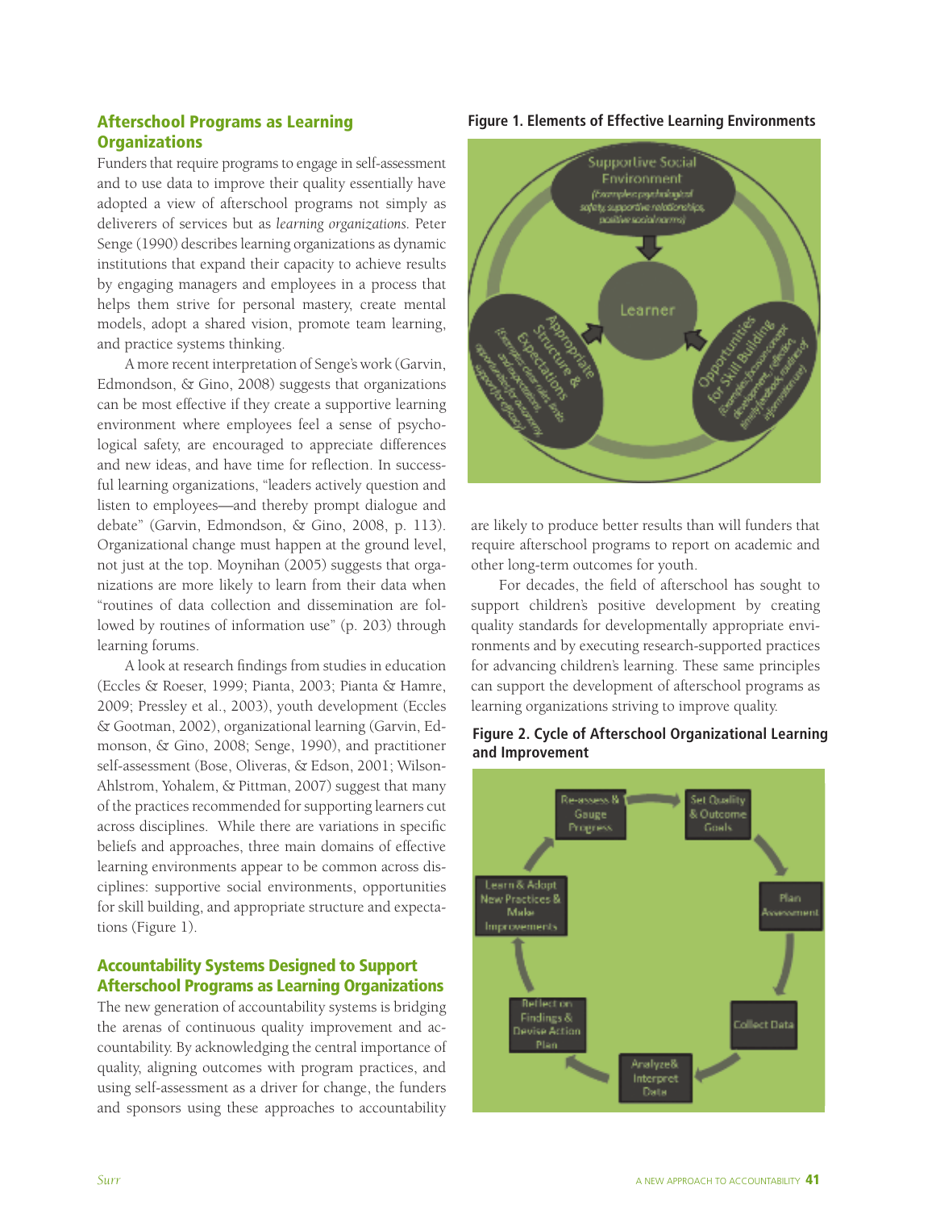## Afterschool Programs as Learning Organizations

Funders that require programs to engage in self-assessment and to use data to improve their quality essentially have adopted a view of afterschool programs not simply as deliverers of services but as *learning organizations*. Peter Senge (1990) describes learning organizations as dynamic institutions that expand their capacity to achieve results by engaging managers and employees in a process that helps them strive for personal mastery, create mental models, adopt a shared vision, promote team learning, and practice systems thinking.

A more recent interpretation of Senge's work (Garvin, Edmondson, & Gino, 2008) suggests that organizations can be most effective if they create a supportive learning environment where employees feel a sense of psychological safety, are encouraged to appreciate differences and new ideas, and have time for reflection. In successful learning organizations, "leaders actively question and listen to employees—and thereby prompt dialogue and debate" (Garvin, Edmondson, & Gino, 2008, p. 113). Organizational change must happen at the ground level, not just at the top. Moynihan (2005) suggests that organizations are more likely to learn from their data when "routines of data collection and dissemination are followed by routines of information use" (p. 203) through learning forums.

A look at research findings from studies in education (Eccles & Roeser, 1999; Pianta, 2003; Pianta & Hamre, 2009; Pressley et al., 2003), youth development (Eccles & Gootman, 2002), organizational learning (Garvin, Edmonson, & Gino, 2008; Senge, 1990), and practitioner self-assessment (Bose, Oliveras, & Edson, 2001; Wilson-Ahlstrom, Yohalem, & Pittman, 2007) suggest that many of the practices recommended for supporting learners cut across disciplines. While there are variations in specific beliefs and approaches, three main domains of effective learning environments appear to be common across disciplines: supportive social environments, opportunities for skill building, and appropriate structure and expectations (Figure 1).

**Figure 1. Elements of Effective Learning Environments**

## Accountability Systems Designed to Support Afterschool Programs as Learning Organizations

The new generation of accountability systems is bridging the arenas of continuous quality improvement and accountability. By acknowledging the central importance of quality, aligning outcomes with program practices, and using self-assessment as a driver for change, the funders and sponsors using these approaches to accountability are likely to produce better results than will funders that require afterschool programs to report on academic and other long-term outcomes for youth.

For decades, the field of afterschool has sought to support children's positive development by creating quality standards for developmentally appropriate environments and by executing research-supported practices for advancing children's learning. These same principles can support the development of afterschool programs as learning organizations striving to improve quality.

**Figure 2. Cycle of Afterschool Organizational Learning and Improvement**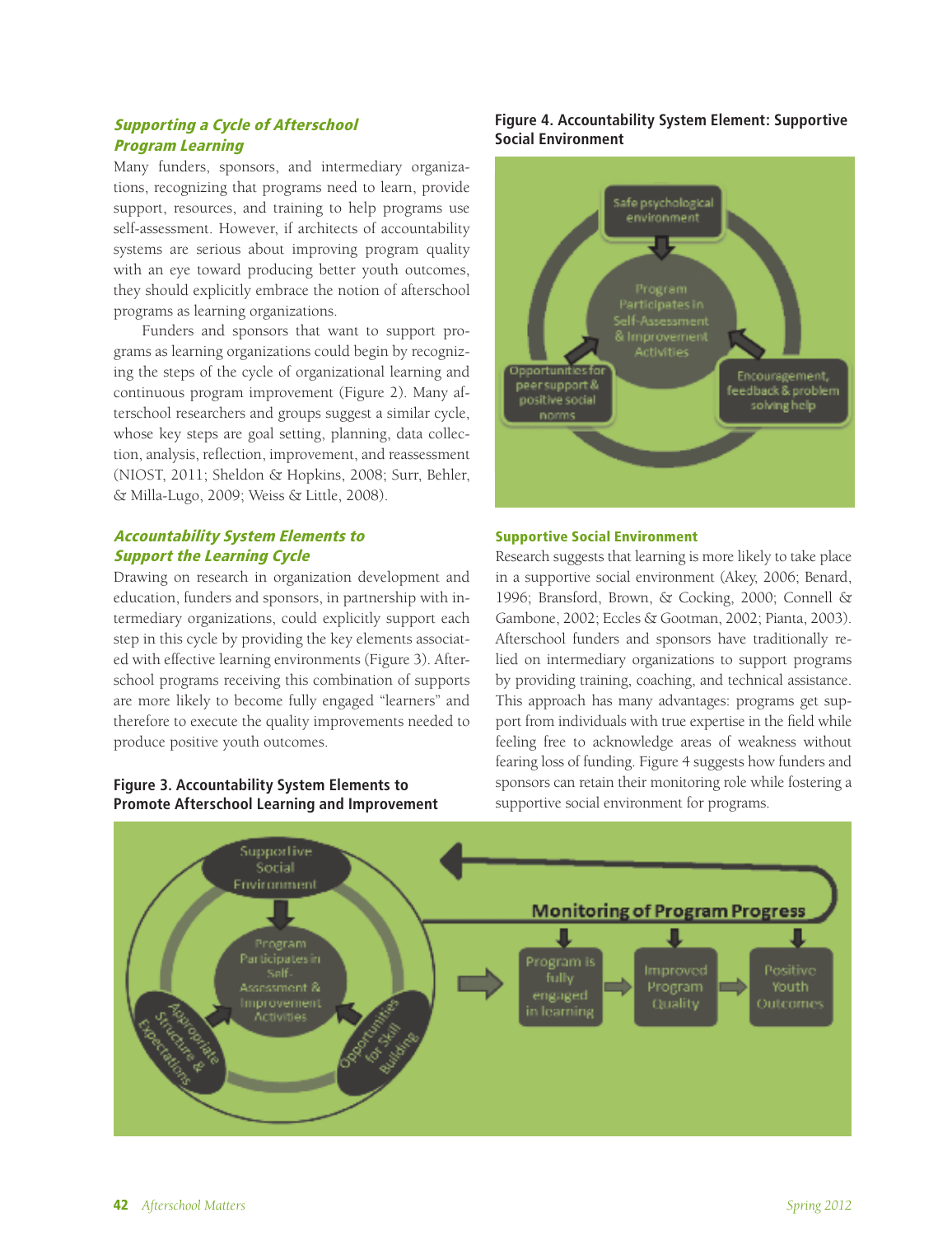### *Supporting a Cycle of Afterschool Program Learning*

Many funders, sponsors, and intermediary organizations, recognizing that programs need to learn, provide support, resources, and training to help programs use self-assessment. However, if architects of accountability systems are serious about improving program quality with an eye toward producing better youth outcomes, they should explicitly embrace the notion of afterschool programs as learning organizations.

Funders and sponsors that want to support programs as learning organizations could begin by recognizing the steps of the cycle of organizational learning and continuous program improvement (Figure 2). Many afterschool researchers and groups suggest a similar cycle, whose key steps are goal setting, planning, data collection, analysis, reflection, improvement, and reassessment (NIOST, 2011; Sheldon & Hopkins, 2008; Surr, Behler, & Milla-Lugo, 2009; Weiss & Little, 2008).

### *Accountability System Elements to Support the Learning Cycle*

Drawing on research in organization development and education, funders and sponsors, in partnership with intermediary organizations, could explicitly support each step in this cycle by providing the key elements associated with effective learning environments (Figure 3). Afterschool programs receiving this combination of supports are more likely to become fully engaged "learners" and therefore to execute the quality improvements needed to produce positive youth outcomes.

**Figure 3. Accountability System Elements to Promote Afterschool Learning and Improvement**

**Figure 4. Accountability System Element: Supportive Social Environment**

#### Supportive Social Environment

Research suggests that learning is more likely to take place in a supportive social environment (Akey, 2006; Benard, 1996; Bransford, Brown, & Cocking, 2000; Connell & Gambone, 2002; Eccles & Gootman, 2002; Pianta, 2003). Afterschool funders and sponsors have traditionally relied on intermediary organizations to support programs by providing training, coaching, and technical assistance. This approach has many advantages: programs get support from individuals with true expertise in the field while feeling free to acknowledge areas of weakness without fearing loss of funding. Figure 4 suggests how funders and sponsors can retain their monitoring role while fostering a supportive social environment for programs.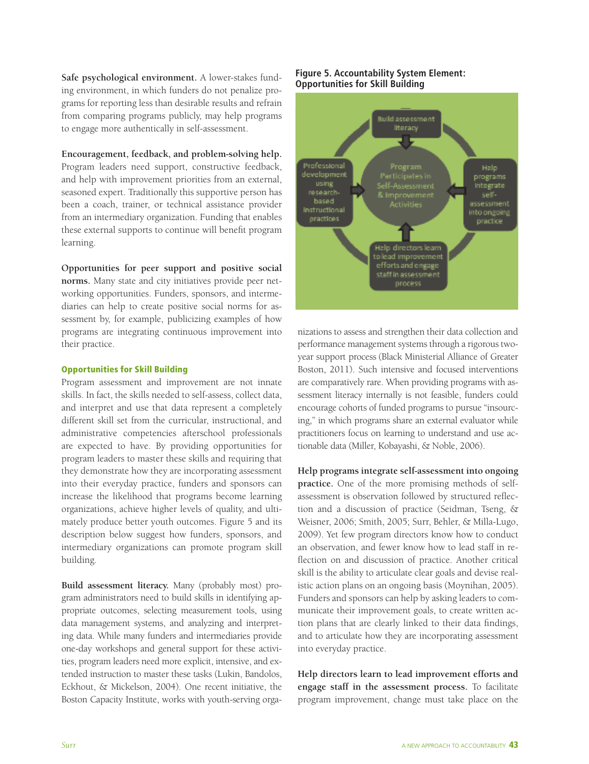**Safe psychological environment.** A lower-stakes funding environment, in which funders do not penalize programs for reporting less than desirable results and refrain from comparing programs publicly, may help programs to engage more authentically in self-assessment.

**Encouragement, feedback, and problem-solving help.** Program leaders need support, constructive feedback, and help with improvement priorities from an external, seasoned expert. Traditionally this supportive person has been a coach, trainer, or technical assistance provider from an intermediary organization. Funding that enables these external supports to continue will benefit program learning.

**Opportunities for peer support and positive social norms.** Many state and city initiatives provide peer networking opportunities. Funders, sponsors, and intermediaries can help to create positive social norms for assessment by, for example, publicizing examples of how programs are integrating continuous improvement into their practice.

### Opportunities for Skill Building

Program assessment and improvement are not innate skills. In fact, the skills needed to self-assess, collect data, and interpret and use that data represent a completely different skill set from the curricular, instructional, and administrative competencies afterschool professionals are expected to have. By providing opportunities for program leaders to master these skills and requiring that they demonstrate how they are incorporating assessment into their everyday practice, funders and sponsors can increase the likelihood that programs become learning organizations, achieve higher levels of quality, and ultimately produce better youth outcomes. Figure 5 and its description below suggest how funders, sponsors, and intermediary organizations can promote program skill building.

**Figure 5. Accountability System Element: Opportunities for Skill Building**

Build assessment literacy

Professional development using research-based instructional practices

Program Participates in Self-Assessment & Improvement Activities

Help programs integrate self-assessment into ongoing practice

Help directors learn to lead improvement efforts and engage staff in assessment process

**Build assessment literacy.** Many (probably most) program administrators need to build skills in identifying appropriate outcomes, selecting measurement tools, using data management systems, and analyzing and interpreting data. While many funders and intermediaries provide one-day workshops and general support for these activities, program leaders need more explicit, intensive, and extended instruction to master these tasks (Lukin, Bandolos, Eckhout, & Mickelson, 2004). One recent initiative, the Boston Capacity Institute, works with youth-serving organizations to assess and strengthen their data collection and performance management systems through a rigorous two-year support process (Black Ministerial Alliance of Greater Boston, 2011). Such intensive and focused interventions are comparatively rare. When providing programs with assessment literacy internally is not feasible, funders could encourage cohorts of funded programs to pursue "insourcing," in which programs share an external evaluator while practitioners focus on learning to understand and use actionable data (Miller, Kobayashi, & Noble, 2006).

**Help programs integrate self-assessment into ongoing practice.** One of the more promising methods of self-assessment is observation followed by structured reflection and a discussion of practice (Seidman, Tseng, & Weisner, 2006; Smith, 2005; Surr, Behler, & Milla-Lugo, 2009). Yet few program directors know how to conduct an observation, and fewer know how to lead staff in reflection on and discussion of practice. Another critical skill is the ability to articulate clear goals and devise realistic action plans on an ongoing basis (Moynihan, 2005). Funders and sponsors can help by asking leaders to communicate their improvement goals, to create written action plans that are clearly linked to their data findings, and to articulate how they are incorporating assessment into everyday practice.

**Help directors learn to lead improvement efforts and engage staff in the assessment process.** To facilitate program improvement, change must take place on the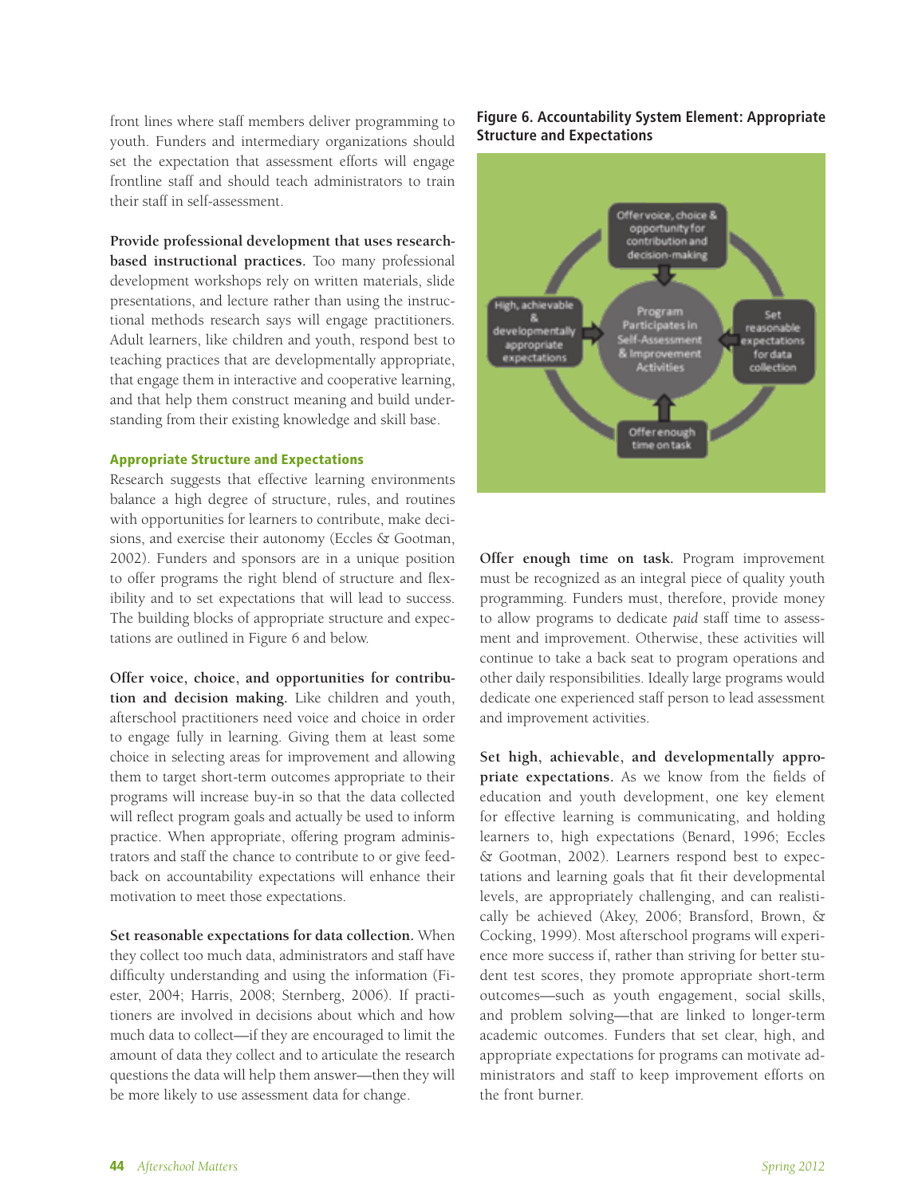front lines where staff members deliver programming to youth. Funders and intermediary organizations should set the expectation that assessment efforts will engage frontline staff and should teach administrators to train their staff in self-assessment.

**Provide professional development that uses research-based instructional practices.** Too many professional development workshops rely on written materials, slide presentations, and lecture rather than using the instructional methods research says will engage practitioners. Adult learners, like children and youth, respond best to teaching practices that are developmentally appropriate, that engage them in interactive and cooperative learning, and that help them construct meaning and build understanding from their existing knowledge and skill base.

### Appropriate Structure and Expectations

Research suggests that effective learning environments balance a high degree of structure, rules, and routines with opportunities for learners to contribute, make decisions, and exercise their autonomy (Eccles & Gootman, 2002). Funders and sponsors are in a unique position to offer programs the right blend of structure and flexibility and to set expectations that will lead to success. The building blocks of appropriate structure and expectations are outlined in Figure 6 and below.

**Offer voice, choice, and opportunities for contribution and decision making.** Like children and youth, afterschool practitioners need voice and choice in order to engage fully in learning. Giving them at least some choice in selecting areas for improvement and allowing them to target short-term outcomes appropriate to their programs will increase buy-in so that the data collected will reflect program goals and actually be used to inform practice. When appropriate, offering program administrators and staff the chance to contribute to or give feedback on accountability expectations will enhance their motivation to meet those expectations.

**Set reasonable expectations for data collection.** When they collect too much data, administrators and staff have difficulty understanding and using the information (Fiester, 2004; Harris, 2008; Sternberg, 2006). If practitioners are involved in decisions about which and how much data to collect—if they are encouraged to limit the amount of data they collect and to articulate the research questions the data will help them answer—then they will be more likely to use assessment data for change.

**Figure 6. Accountability System Element: Appropriate Structure and Expectations**

- Program Participates in Self-Assessment & Improvement Activities
- Offer voice, choice & opportunity for contribution and decision-making
- Set reasonable expectations for data collection
- Offer enough time on task
- High, achievable & developmentally appropriate expectations

**Offer enough time on task.** Program improvement must be recognized as an integral piece of quality youth programming. Funders must, therefore, provide money to allow programs to dedicate *paid* staff time to assessment and improvement. Otherwise, these activities will continue to take a back seat to program operations and other daily responsibilities. Ideally large programs would dedicate one experienced staff person to lead assessment and improvement activities.

**Set high, achievable, and developmentally appropriate expectations.** As we know from the fields of education and youth development, one key element for effective learning is communicating, and holding learners to, high expectations (Benard, 1996; Eccles & Gootman, 2002). Learners respond best to expectations and learning goals that fit their developmental levels, are appropriately challenging, and can realistically be achieved (Akey, 2006; Bransford, Brown, & Cocking, 1999). Most afterschool programs will experience more success if, rather than striving for better student test scores, they promote appropriate short-term outcomes—such as youth engagement, social skills, and problem solving—that are linked to longer-term academic outcomes. Funders that set clear, high, and appropriate expectations for programs can motivate administrators and staff to keep improvement efforts on the front burner.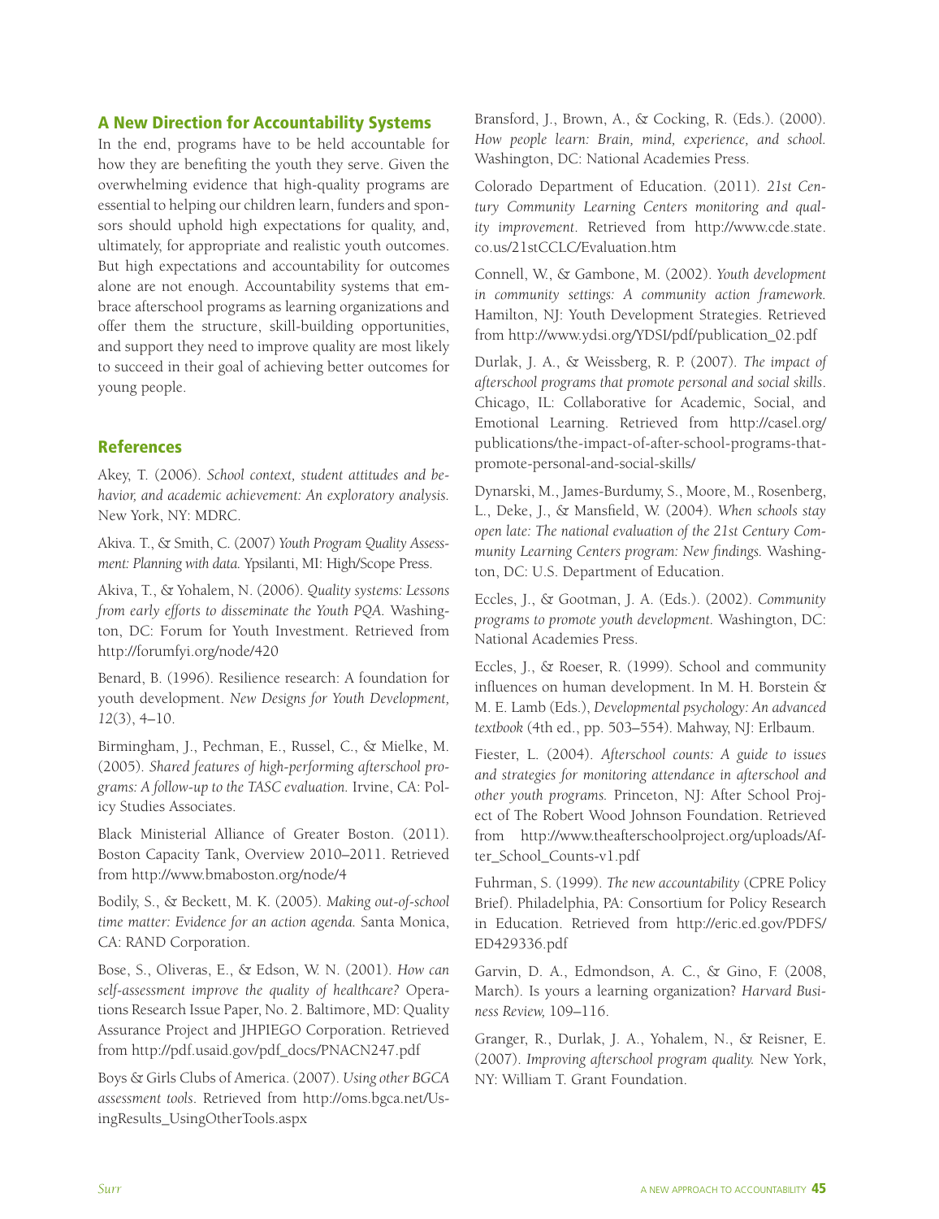## A New Direction for Accountability Systems

In the end, programs have to be held accountable for how they are benefiting the youth they serve. Given the overwhelming evidence that high-quality programs are essential to helping our children learn, funders and sponsors should uphold high expectations for quality, and, ultimately, for appropriate and realistic youth outcomes. But high expectations and accountability for outcomes alone are not enough. Accountability systems that embrace afterschool programs as learning organizations and offer them the structure, skill-building opportunities, and support they need to improve quality are most likely to succeed in their goal of achieving better outcomes for young people.

## References

Akey, T. (2006). *School context, student attitudes and behavior, and academic achievement: An exploratory analysis.* New York, NY: MDRC.

Akiva. T., & Smith, C. (2007) *Youth Program Quality Assessment: Planning with data.* Ypsilanti, MI: High/Scope Press.

Akiva, T., & Yohalem, N. (2006). *Quality systems: Lessons from early efforts to disseminate the Youth PQA.* Washington, DC: Forum for Youth Investment. Retrieved from http://forumfyi.org/node/420

Benard, B. (1996). Resilience research: A foundation for youth development. *New Designs for Youth Development, 12*(3), 4–10.

Birmingham, J., Pechman, E., Russel, C., & Mielke, M. (2005). *Shared features of high-performing afterschool programs: A follow-up to the TASC evaluation.* Irvine, CA: Policy Studies Associates.

Black Ministerial Alliance of Greater Boston. (2011). Boston Capacity Tank, Overview 2010–2011. Retrieved from http://www.bmaboston.org/node/4

Bodily, S., & Beckett, M. K. (2005). *Making out-of-school time matter: Evidence for an action agenda.* Santa Monica, CA: RAND Corporation.

Bose, S., Oliveras, E., & Edson, W. N. (2001). *How can self-assessment improve the quality of healthcare?* Operations Research Issue Paper, No. 2. Baltimore, MD: Quality Assurance Project and JHPIEGO Corporation. Retrieved from http://pdf.usaid.gov/pdf_docs/PNACN247.pdf

Boys & Girls Clubs of America. (2007). *Using other BGCA assessment tools*. Retrieved from http://oms.bgca.net/UsingResults_UsingOtherTools.aspx

Bransford, J., Brown, A., & Cocking, R. (Eds.). (2000). *How people learn: Brain, mind, experience, and school.* Washington, DC: National Academies Press.

Colorado Department of Education. (2011). *21st Century Community Learning Centers monitoring and quality improvement*. Retrieved from http://www.cde.state.co.us/21stCCLC/Evaluation.htm

Connell, W., & Gambone, M. (2002). *Youth development in community settings: A community action framework.* Hamilton, NJ: Youth Development Strategies. Retrieved from http://www.ydsi.org/YDSI/pdf/publication_02.pdf

Durlak, J. A., & Weissberg, R. P. (2007). *The impact of afterschool programs that promote personal and social skills.* Chicago, IL: Collaborative for Academic, Social, and Emotional Learning. Retrieved from http://casel.org/publications/the-impact-of-after-school-programs-that-promote-personal-and-social-skills/

Dynarski, M., James-Burdumy, S., Moore, M., Rosenberg, L., Deke, J., & Mansfield, W. (2004). *When schools stay open late: The national evaluation of the 21st Century Community Learning Centers program: New findings.* Washington, DC: U.S. Department of Education.

Eccles, J., & Gootman, J. A. (Eds.). (2002). *Community programs to promote youth development.* Washington, DC: National Academies Press.

Eccles, J., & Roeser, R. (1999). School and community influences on human development. In M. H. Borstein & M. E. Lamb (Eds.), *Developmental psychology: An advanced textbook* (4th ed., pp. 503–554). Mahway, NJ: Erlbaum.

Fiester, L. (2004). *Afterschool counts: A guide to issues and strategies for monitoring attendance in afterschool and other youth programs.* Princeton, NJ: After School Project of The Robert Wood Johnson Foundation. Retrieved from http://www.theafterschoolproject.org/uploads/After_School_Counts-v1.pdf

Fuhrman, S. (1999). *The new accountability* (CPRE Policy Brief). Philadelphia, PA: Consortium for Policy Research in Education. Retrieved from http://eric.ed.gov/PDFS/ED429336.pdf

Garvin, D. A., Edmondson, A. C., & Gino, F. (2008, March). Is yours a learning organization? *Harvard Business Review,* 109–116.

Granger, R., Durlak, J. A., Yohalem, N., & Reisner, E. (2007). *Improving afterschool program quality.* New York, NY: William T. Grant Foundation.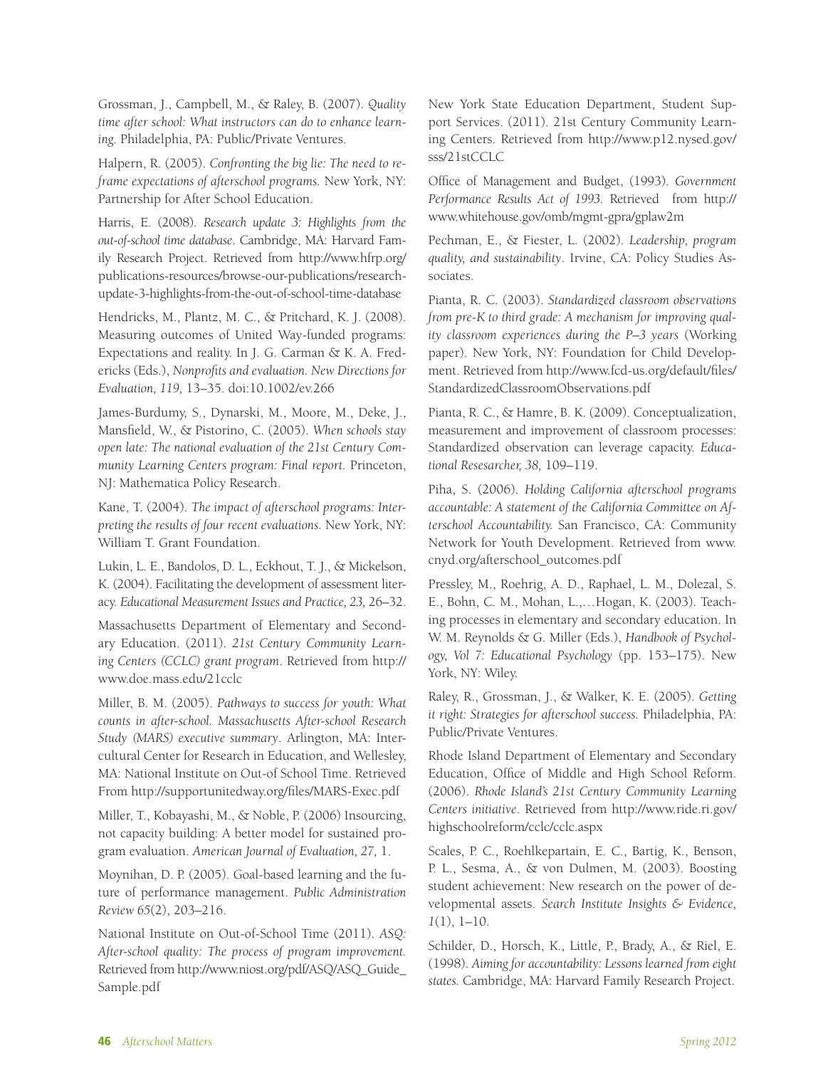Grossman, J., Campbell, M., & Raley, B. (2007). *Quality time after school: What instructors can do to enhance learning.* Philadelphia, PA: Public/Private Ventures.

Halpern, R. (2005). *Confronting the big lie: The need to reframe expectations of afterschool programs.* New York, NY: Partnership for After School Education.

Harris, E. (2008). *Research update 3: Highlights from the out-of-school time database*. Cambridge, MA: Harvard Family Research Project. Retrieved from http://www.hfrp.org/publications-resources/browse-our-publications/research-update-3-highlights-from-the-out-of-school-time-database

Hendricks, M., Plantz, M. C., & Pritchard, K. J. (2008). Measuring outcomes of United Way-funded programs: Expectations and reality. In J. G. Carman & K. A. Fredericks (Eds.), *Nonprofits and evaluation. New Directions for Evaluation, 119,* 13–35. doi:10.1002/ev.266

James-Burdumy, S., Dynarski, M., Moore, M., Deke, J., Mansfield, W., & Pistorino, C. (2005). *When schools stay open late: The national evaluation of the 21st Century Community Learning Centers program: Final report.* Princeton, NJ: Mathematica Policy Research.

Kane, T. (2004). *The impact of afterschool programs: Interpreting the results of four recent evaluations.* New York, NY: William T. Grant Foundation.

Lukin, L. E., Bandolos, D. L., Eckhout, T. J., & Mickelson, K. (2004). Facilitating the development of assessment literacy. *Educational Measurement Issues and Practice, 23,* 26–32.

Massachusetts Department of Elementary and Secondary Education. (2011). *21st Century Community Learning Centers (CCLC) grant program*. Retrieved from http://www.doe.mass.edu/21cclc

Miller, B. M. (2005). *Pathways to success for youth: What counts in after-school. Massachusetts After-school Research Study (MARS) executive summary*. Arlington, MA: Intercultural Center for Research in Education, and Wellesley, MA: National Institute on Out-of School Time. Retrieved From http://supportunitedway.org/files/MARS-Exec.pdf

Miller, T., Kobayashi, M., & Noble, P. (2006) Insourcing, not capacity building: A better model for sustained program evaluation. *American Journal of Evaluation, 27,* 1.

Moynihan, D. P. (2005). Goal-based learning and the future of performance management. *Public Administration Review 65*(2), 203–216.

National Institute on Out-of-School Time (2011). *ASQ: After-school quality: The process of program improvement.* Retrieved from http://www.niost.org/pdf/ASQ/ASQ_Guide_Sample.pdf

New York State Education Department, Student Support Services. (2011). 21st Century Community Learning Centers. Retrieved from http://www.p12.nysed.gov/sss/21stCCLC

Office of Management and Budget, (1993). *Government Performance Results Act of 1993.* Retrieved from http://www.whitehouse.gov/omb/mgmt-gpra/gplaw2m

Pechman, E., & Fiester, L. (2002). *Leadership, program quality, and sustainability*. Irvine, CA: Policy Studies Associates.

Pianta, R. C. (2003). *Standardized classroom observations from pre-K to third grade: A mechanism for improving quality classroom experiences during the P–3 years* (Working paper). New York, NY: Foundation for Child Development. Retrieved from http://www.fcd-us.org/default/files/StandardizedClassroomObservations.pdf

Pianta, R. C., & Hamre, B. K. (2009). Conceptualization, measurement and improvement of classroom processes: Standardized observation can leverage capacity. *Educational Resesarcher, 38,* 109–119.

Piha, S. (2006). *Holding California afterschool programs accountable: A statement of the California Committee on Afterschool Accountability.* San Francisco, CA: Community Network for Youth Development. Retrieved from www.cnyd.org/afterschool_outcomes.pdf

Pressley, M., Roehrig, A. D., Raphael, L. M., Dolezal, S. E., Bohn, C. M., Mohan, L.,…Hogan, K. (2003). Teaching processes in elementary and secondary education. In W. M. Reynolds & G. Miller (Eds.), *Handbook of Psychology, Vol 7: Educational Psychology* (pp. 153–175). New York, NY: Wiley.

Raley, R., Grossman, J., & Walker, K. E. (2005). *Getting it right: Strategies for afterschool success.* Philadelphia, PA: Public/Private Ventures.

Rhode Island Department of Elementary and Secondary Education, Office of Middle and High School Reform. (2006). *Rhode Island's 21st Century Community Learning Centers initiative*. Retrieved from http://www.ride.ri.gov/highschoolreform/cclc/cclc.aspx

Scales, P. C., Roehlkepartain, E. C., Bartig, K., Benson, P. L., Sesma, A., & von Dulmen, M. (2003). Boosting student achievement: New research on the power of developmental assets. *Search Institute Insights & Evidence, 1*(1), 1–10.

Schilder, D., Horsch, K., Little, P., Brady, A., & Riel, E. (1998). *Aiming for accountability: Lessons learned from eight states.* Cambridge, MA: Harvard Family Research Project.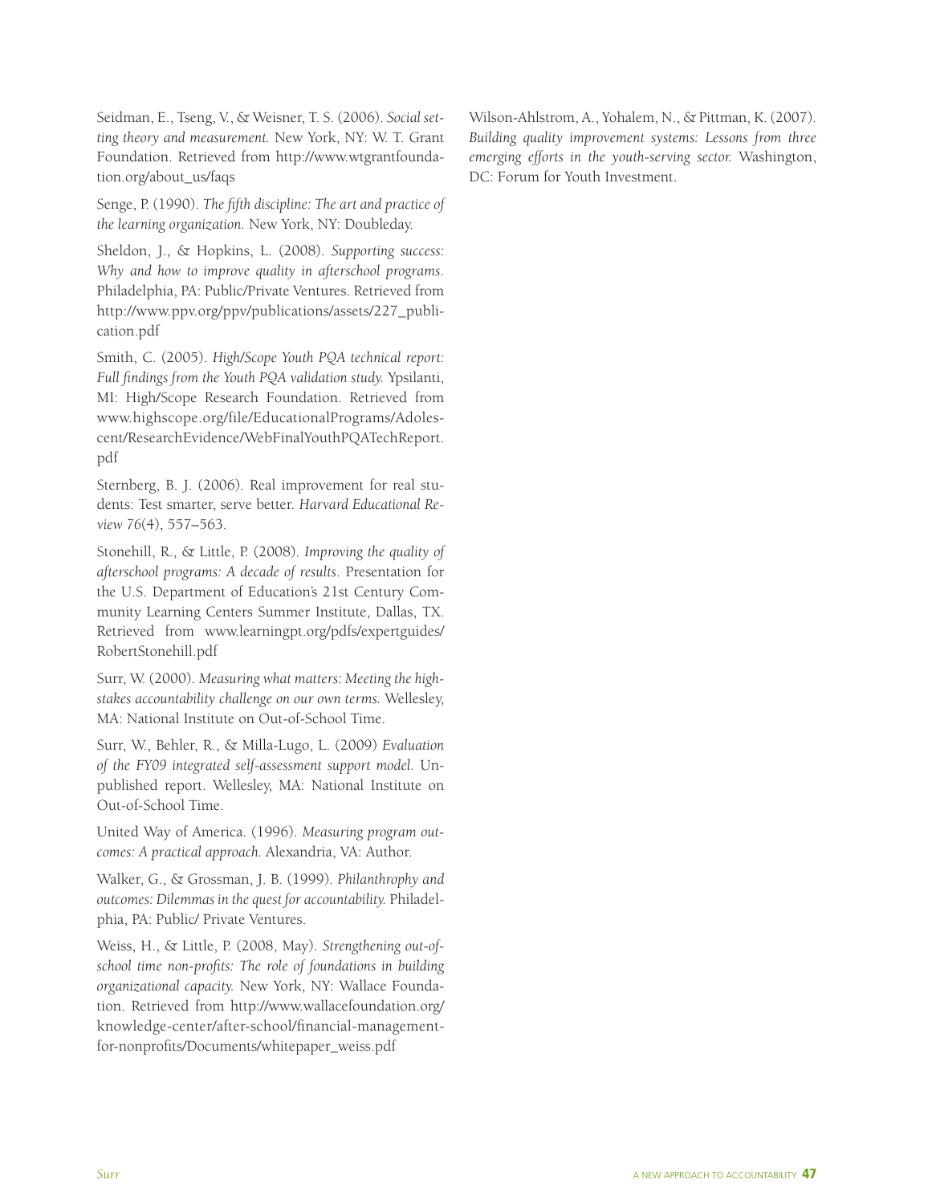Seidman, E., Tseng, V., & Weisner, T. S. (2006). *Social setting theory and measurement.* New York, NY: W. T. Grant Foundation. Retrieved from http://www.wtgrantfoundation.org/about_us/faqs

Senge, P. (1990). *The fifth discipline: The art and practice of the learning organization.* New York, NY: Doubleday.

Sheldon, J., & Hopkins, L. (2008). *Supporting success: Why and how to improve quality in afterschool programs.* Philadelphia, PA: Public/Private Ventures. Retrieved from http://www.ppv.org/ppv/publications/assets/227_publication.pdf

Smith, C. (2005). *High/Scope Youth PQA technical report: Full findings from the Youth PQA validation study.* Ypsilanti, MI: High/Scope Research Foundation. Retrieved from www.highscope.org/file/EducationalPrograms/Adolescent/ResearchEvidence/WebFinalYouthPQATechReport.pdf

Sternberg, B. J. (2006). Real improvement for real students: Test smarter, serve better. *Harvard Educational Review 76*(4), 557–563.

Stonehill, R., & Little, P. (2008). *Improving the quality of afterschool programs: A decade of results*. Presentation for the U.S. Department of Education's 21st Century Community Learning Centers Summer Institute, Dallas, TX. Retrieved from www.learningpt.org/pdfs/expertguides/RobertStonehill.pdf

Surr, W. (2000). *Measuring what matters: Meeting the high-stakes accountability challenge on our own terms.* Wellesley, MA: National Institute on Out-of-School Time.

Surr, W., Behler, R., & Milla-Lugo, L. (2009) *Evaluation of the FY09 integrated self-assessment support model.* Unpublished report. Wellesley, MA: National Institute on Out-of-School Time.

United Way of America. (1996). *Measuring program outcomes: A practical approach.* Alexandria, VA: Author.

Walker, G., & Grossman, J. B. (1999). *Philanthrophy and outcomes: Dilemmas in the quest for accountability.* Philadelphia, PA: Public/ Private Ventures.

Weiss, H., & Little, P. (2008, May). *Strengthening out-of-school time non-profits: The role of foundations in building organizational capacity.* New York, NY: Wallace Foundation. Retrieved from http://www.wallacefoundation.org/knowledge-center/after-school/financial-management-for-nonprofits/Documents/whitepaper_weiss.pdf

Wilson-Ahlstrom, A., Yohalem, N., & Pittman, K. (2007). *Building quality improvement systems: Lessons from three emerging efforts in the youth-serving sector.* Washington, DC: Forum for Youth Investment.